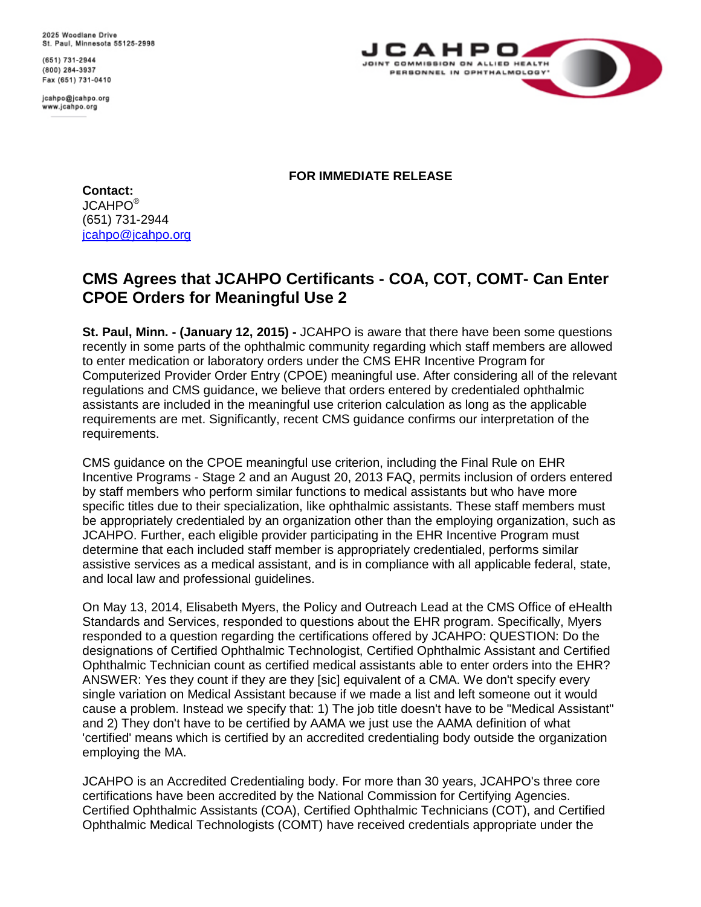2025 Woodlane Drive
St. Paul, Minnesota 55125-2998

(651) 731-2944
(800) 284-3937
Fax (651) 731-0410

jcahpo@jcahpo.org
www.jcahpo.org

JCAHPO
JOINT COMMISSION ON ALLIED HEALTH PERSONNEL IN OPHTHALMOLOGY®

**FOR IMMEDIATE RELEASE**

**Contact:**
JCAHPO®
(651) 731-2944
jcahpo@jcahpo.org

## CMS Agrees that JCAHPO Certificants - COA, COT, COMT- Can Enter CPOE Orders for Meaningful Use 2

**St. Paul, Minn. - (January 12, 2015) -** JCAHPO is aware that there have been some questions recently in some parts of the ophthalmic community regarding which staff members are allowed to enter medication or laboratory orders under the CMS EHR Incentive Program for Computerized Provider Order Entry (CPOE) meaningful use. After considering all of the relevant regulations and CMS guidance, we believe that orders entered by credentialed ophthalmic assistants are included in the meaningful use criterion calculation as long as the applicable requirements are met. Significantly, recent CMS guidance confirms our interpretation of the requirements.

CMS guidance on the CPOE meaningful use criterion, including the Final Rule on EHR Incentive Programs - Stage 2 and an August 20, 2013 FAQ, permits inclusion of orders entered by staff members who perform similar functions to medical assistants but who have more specific titles due to their specialization, like ophthalmic assistants. These staff members must be appropriately credentialed by an organization other than the employing organization, such as JCAHPO. Further, each eligible provider participating in the EHR Incentive Program must determine that each included staff member is appropriately credentialed, performs similar assistive services as a medical assistant, and is in compliance with all applicable federal, state, and local law and professional guidelines.

On May 13, 2014, Elisabeth Myers, the Policy and Outreach Lead at the CMS Office of eHealth Standards and Services, responded to questions about the EHR program. Specifically, Myers responded to a question regarding the certifications offered by JCAHPO: QUESTION: Do the designations of Certified Ophthalmic Technologist, Certified Ophthalmic Assistant and Certified Ophthalmic Technician count as certified medical assistants able to enter orders into the EHR? ANSWER: Yes they count if they are they [sic] equivalent of a CMA. We don't specify every single variation on Medical Assistant because if we made a list and left someone out it would cause a problem. Instead we specify that: 1) The job title doesn't have to be "Medical Assistant" and 2) They don't have to be certified by AAMA we just use the AAMA definition of what 'certified' means which is certified by an accredited credentialing body outside the organization employing the MA.

JCAHPO is an Accredited Credentialing body. For more than 30 years, JCAHPO's three core certifications have been accredited by the National Commission for Certifying Agencies. Certified Ophthalmic Assistants (COA), Certified Ophthalmic Technicians (COT), and Certified Ophthalmic Medical Technologists (COMT) have received credentials appropriate under the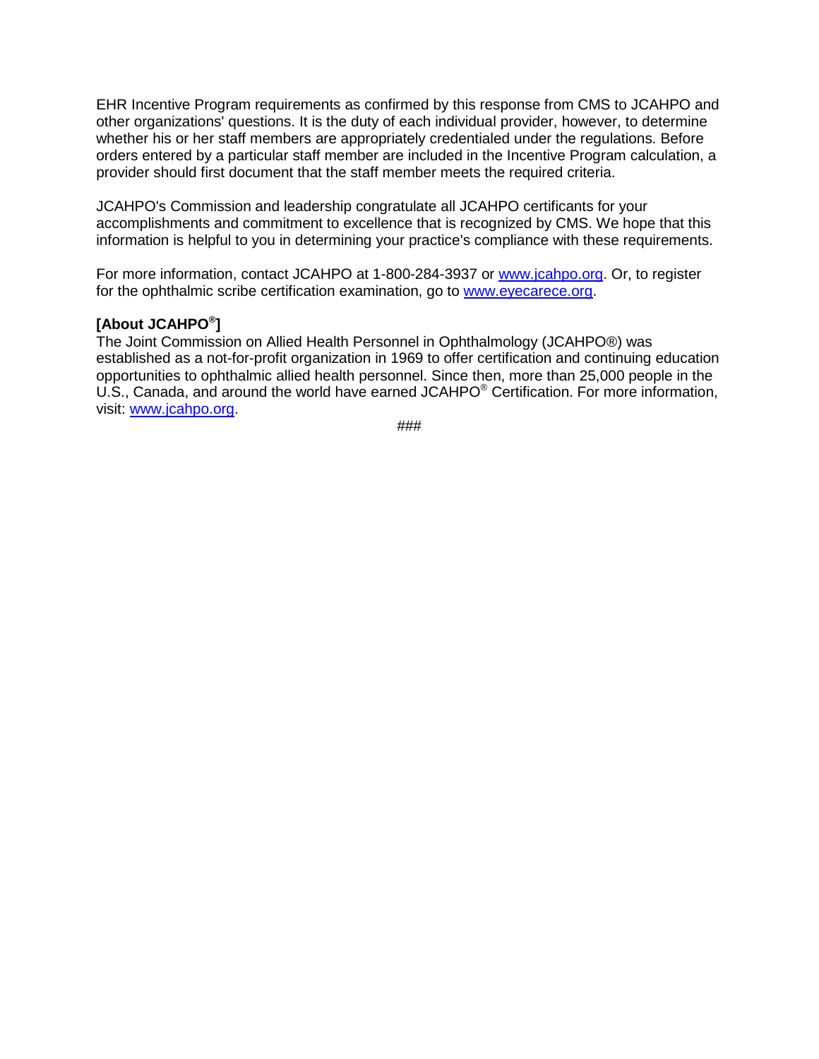EHR Incentive Program requirements as confirmed by this response from CMS to JCAHPO and other organizations' questions. It is the duty of each individual provider, however, to determine whether his or her staff members are appropriately credentialed under the regulations. Before orders entered by a particular staff member are included in the Incentive Program calculation, a provider should first document that the staff member meets the required criteria.

JCAHPO's Commission and leadership congratulate all JCAHPO certificants for your accomplishments and commitment to excellence that is recognized by CMS. We hope that this information is helpful to you in determining your practice's compliance with these requirements.

For more information, contact JCAHPO at 1-800-284-3937 or www.jcahpo.org. Or, to register for the ophthalmic scribe certification examination, go to www.eyecarece.org.

**[About JCAHPO®]**

The Joint Commission on Allied Health Personnel in Ophthalmology (JCAHPO®) was established as a not-for-profit organization in 1969 to offer certification and continuing education opportunities to ophthalmic allied health personnel. Since then, more than 25,000 people in the U.S., Canada, and around the world have earned JCAHPO® Certification. For more information, visit: www.jcahpo.org.

###